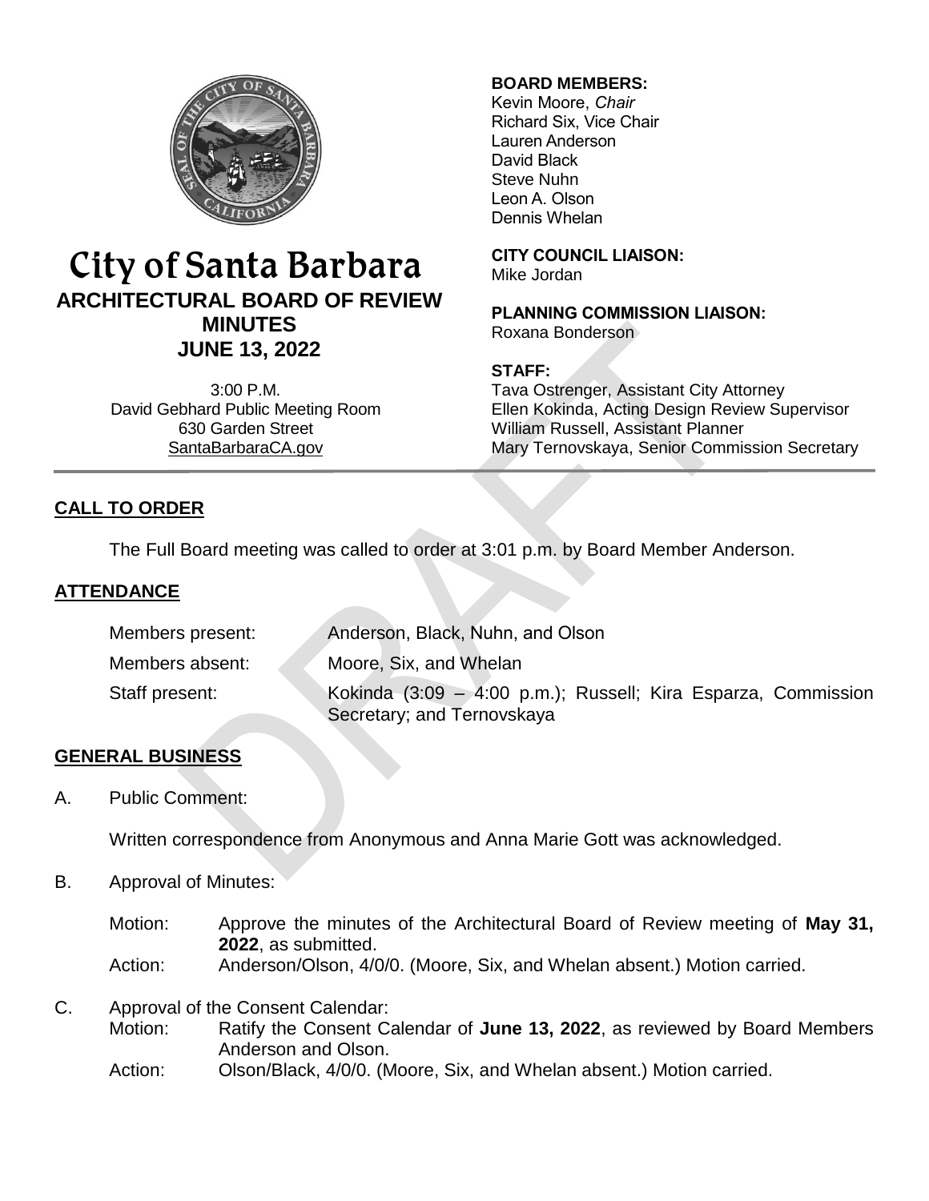# City of Santa Barbara

## ARCHITECTURAL BOARD OF REVIEW MINUTES

## JUNE 13, 2022

3:00 P.M.
David Gebhard Public Meeting Room
630 Garden Street
SantaBarbaraCA.gov

**BOARD MEMBERS:**
Kevin Moore, *Chair*
Richard Six, Vice Chair
Lauren Anderson
David Black
Steve Nuhn
Leon A. Olson
Dennis Whelan

**CITY COUNCIL LIAISON:**
Mike Jordan

**PLANNING COMMISSION LIAISON:**
Roxana Bonderson

**STAFF:**
Tava Ostrenger, Assistant City Attorney
Ellen Kokinda, Acting Design Review Supervisor
William Russell, Assistant Planner
Mary Ternovskaya, Senior Commission Secretary

---

## CALL TO ORDER

The Full Board meeting was called to order at 3:01 p.m. by Board Member Anderson.

## ATTENDANCE

| | |
|---|---|
| Members present: | Anderson, Black, Nuhn, and Olson |
| Members absent: | Moore, Six, and Whelan |
| Staff present: | Kokinda (3:09 – 4:00 p.m.); Russell; Kira Esparza, Commission Secretary; and Ternovskaya |

## GENERAL BUSINESS

A. Public Comment:

Written correspondence from Anonymous and Anna Marie Gott was acknowledged.

B. Approval of Minutes:

Motion: Approve the minutes of the Architectural Board of Review meeting of **May 31, 2022**, as submitted.
Action: Anderson/Olson, 4/0/0. (Moore, Six, and Whelan absent.) Motion carried.

C. Approval of the Consent Calendar:

Motion: Ratify the Consent Calendar of **June 13, 2022**, as reviewed by Board Members Anderson and Olson.
Action: Olson/Black, 4/0/0. (Moore, Six, and Whelan absent.) Motion carried.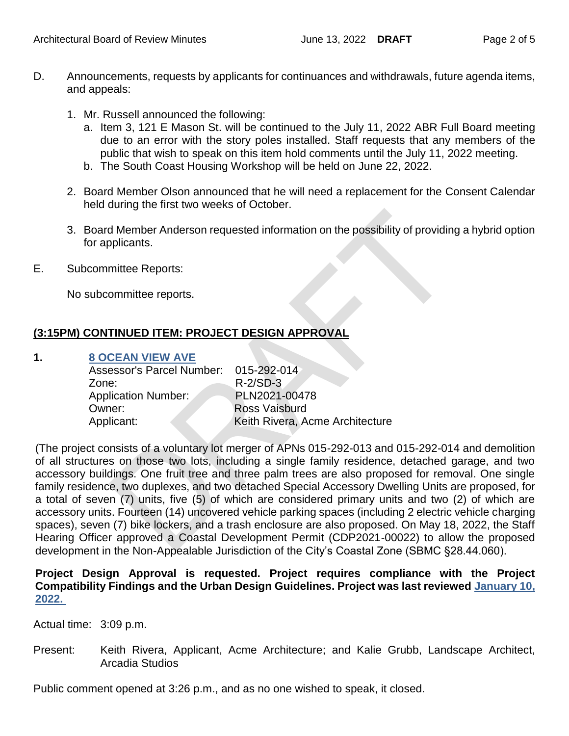D. Announcements, requests by applicants for continuances and withdrawals, future agenda items, and appeals:

1. Mr. Russell announced the following:
   a. Item 3, 121 E Mason St. will be continued to the July 11, 2022 ABR Full Board meeting due to an error with the story poles installed. Staff requests that any members of the public that wish to speak on this item hold comments until the July 11, 2022 meeting.
   b. The South Coast Housing Workshop will be held on June 22, 2022.

2. Board Member Olson announced that he will need a replacement for the Consent Calendar held during the first two weeks of October.

3. Board Member Anderson requested information on the possibility of providing a hybrid option for applicants.

E. Subcommittee Reports:

No subcommittee reports.

## (3:15PM) CONTINUED ITEM: PROJECT DESIGN APPROVAL

**1. 8 OCEAN VIEW AVE**

| | |
|---|---|
| Assessor's Parcel Number: | 015-292-014 |
| Zone: | R-2/SD-3 |
| Application Number: | PLN2021-00478 |
| Owner: | Ross Vaisburd |
| Applicant: | Keith Rivera, Acme Architecture |

(The project consists of a voluntary lot merger of APNs 015-292-013 and 015-292-014 and demolition of all structures on those two lots, including a single family residence, detached garage, and two accessory buildings. One fruit tree and three palm trees are also proposed for removal. One single family residence, two duplexes, and two detached Special Accessory Dwelling Units are proposed, for a total of seven (7) units, five (5) of which are considered primary units and two (2) of which are accessory units. Fourteen (14) uncovered vehicle parking spaces (including 2 electric vehicle charging spaces), seven (7) bike lockers, and a trash enclosure are also proposed. On May 18, 2022, the Staff Hearing Officer approved a Coastal Development Permit (CDP2021-00022) to allow the proposed development in the Non-Appealable Jurisdiction of the City's Coastal Zone (SBMC §28.44.060).

**Project Design Approval is requested. Project requires compliance with the Project Compatibility Findings and the Urban Design Guidelines. Project was last reviewed January 10, 2022.**

Actual time: 3:09 p.m.

Present: Keith Rivera, Applicant, Acme Architecture; and Kalie Grubb, Landscape Architect, Arcadia Studios

Public comment opened at 3:26 p.m., and as no one wished to speak, it closed.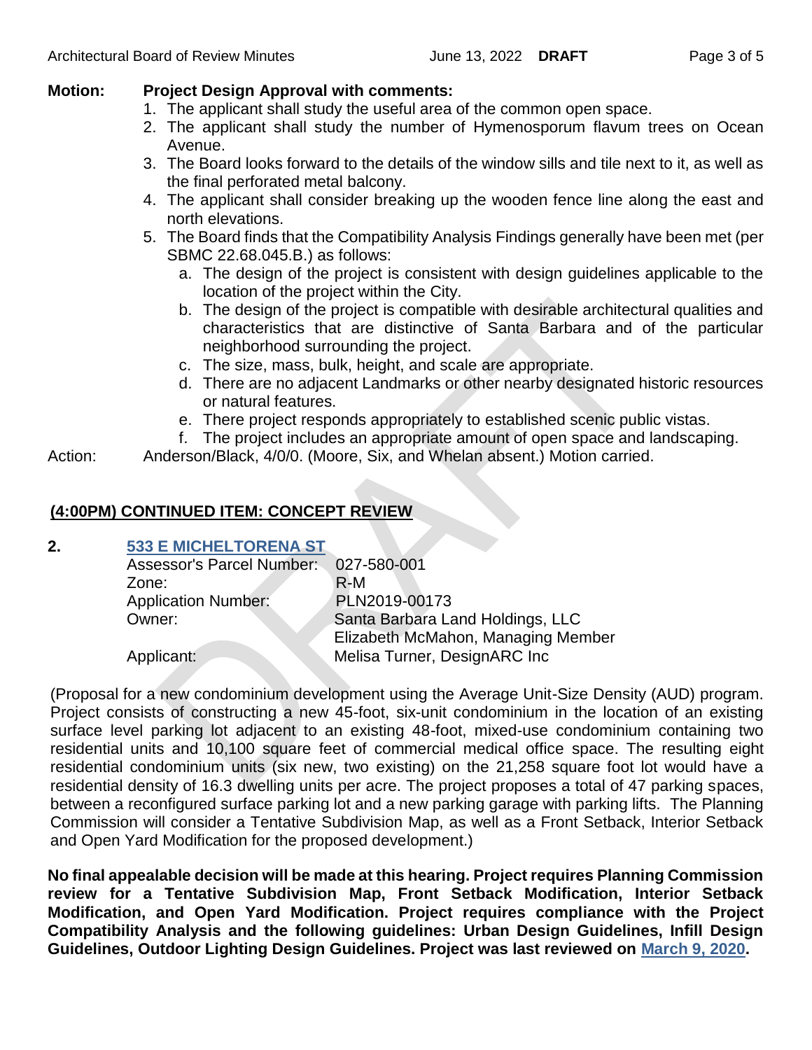**Motion:** **Project Design Approval with comments:**

1. The applicant shall study the useful area of the common open space.
2. The applicant shall study the number of Hymenosporum flavum trees on Ocean Avenue.
3. The Board looks forward to the details of the window sills and tile next to it, as well as the final perforated metal balcony.
4. The applicant shall consider breaking up the wooden fence line along the east and north elevations.
5. The Board finds that the Compatibility Analysis Findings generally have been met (per SBMC 22.68.045.B.) as follows:
   a. The design of the project is consistent with design guidelines applicable to the location of the project within the City.
   b. The design of the project is compatible with desirable architectural qualities and characteristics that are distinctive of Santa Barbara and of the particular neighborhood surrounding the project.
   c. The size, mass, bulk, height, and scale are appropriate.
   d. There are no adjacent Landmarks or other nearby designated historic resources or natural features.
   e. There project responds appropriately to established scenic public vistas.
   f. The project includes an appropriate amount of open space and landscaping.

Action: Anderson/Black, 4/0/0. (Moore, Six, and Whelan absent.) Motion carried.

## (4:00PM) CONTINUED ITEM: CONCEPT REVIEW

**2. 533 E MICHELTORENA ST**

| | |
|---|---|
| Assessor's Parcel Number: | 027-580-001 |
| Zone: | R-M |
| Application Number: | PLN2019-00173 |
| Owner: | Santa Barbara Land Holdings, LLC<br>Elizabeth McMahon, Managing Member |
| Applicant: | Melisa Turner, DesignARC Inc |

(Proposal for a new condominium development using the Average Unit-Size Density (AUD) program. Project consists of constructing a new 45-foot, six-unit condominium in the location of an existing surface level parking lot adjacent to an existing 48-foot, mixed-use condominium containing two residential units and 10,100 square feet of commercial medical office space. The resulting eight residential condominium units (six new, two existing) on the 21,258 square foot lot would have a residential density of 16.3 dwelling units per acre. The project proposes a total of 47 parking spaces, between a reconfigured surface parking lot and a new parking garage with parking lifts. The Planning Commission will consider a Tentative Subdivision Map, as well as a Front Setback, Interior Setback and Open Yard Modification for the proposed development.)

**No final appealable decision will be made at this hearing. Project requires Planning Commission review for a Tentative Subdivision Map, Front Setback Modification, Interior Setback Modification, and Open Yard Modification. Project requires compliance with the Project Compatibility Analysis and the following guidelines: Urban Design Guidelines, Infill Design Guidelines, Outdoor Lighting Design Guidelines. Project was last reviewed on March 9, 2020.**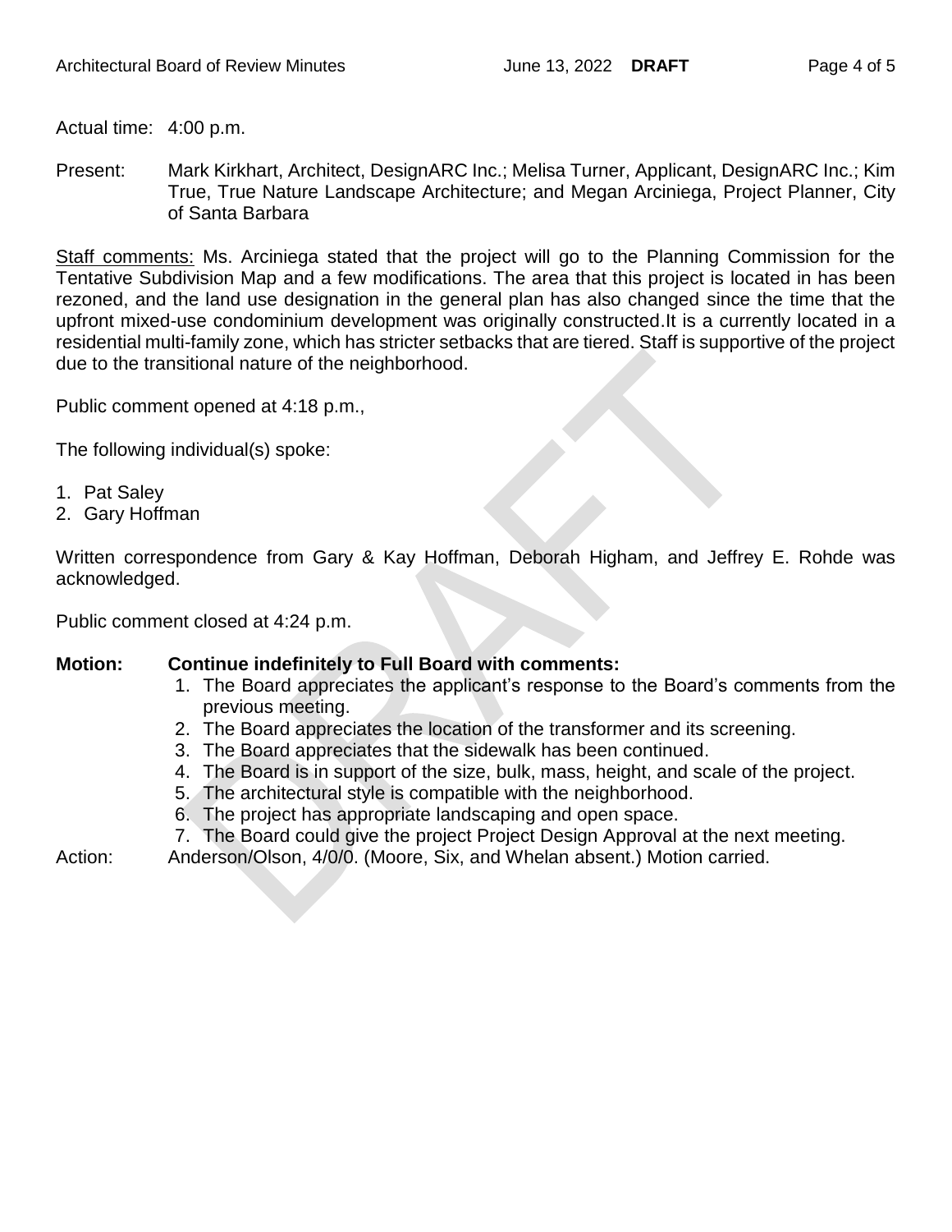Actual time: 4:00 p.m.

Present: Mark Kirkhart, Architect, DesignARC Inc.; Melisa Turner, Applicant, DesignARC Inc.; Kim True, True Nature Landscape Architecture; and Megan Arciniega, Project Planner, City of Santa Barbara

Staff comments: Ms. Arciniega stated that the project will go to the Planning Commission for the Tentative Subdivision Map and a few modifications. The area that this project is located in has been rezoned, and the land use designation in the general plan has also changed since the time that the upfront mixed-use condominium development was originally constructed.It is a currently located in a residential multi-family zone, which has stricter setbacks that are tiered. Staff is supportive of the project due to the transitional nature of the neighborhood.

Public comment opened at 4:18 p.m.,

The following individual(s) spoke:

1. Pat Saley
2. Gary Hoffman

Written correspondence from Gary & Kay Hoffman, Deborah Higham, and Jeffrey E. Rohde was acknowledged.

Public comment closed at 4:24 p.m.

**Motion: Continue indefinitely to Full Board with comments:**

1. The Board appreciates the applicant's response to the Board's comments from the previous meeting.
2. The Board appreciates the location of the transformer and its screening.
3. The Board appreciates that the sidewalk has been continued.
4. The Board is in support of the size, bulk, mass, height, and scale of the project.
5. The architectural style is compatible with the neighborhood.
6. The project has appropriate landscaping and open space.
7. The Board could give the project Project Design Approval at the next meeting.

Action: Anderson/Olson, 4/0/0. (Moore, Six, and Whelan absent.) Motion carried.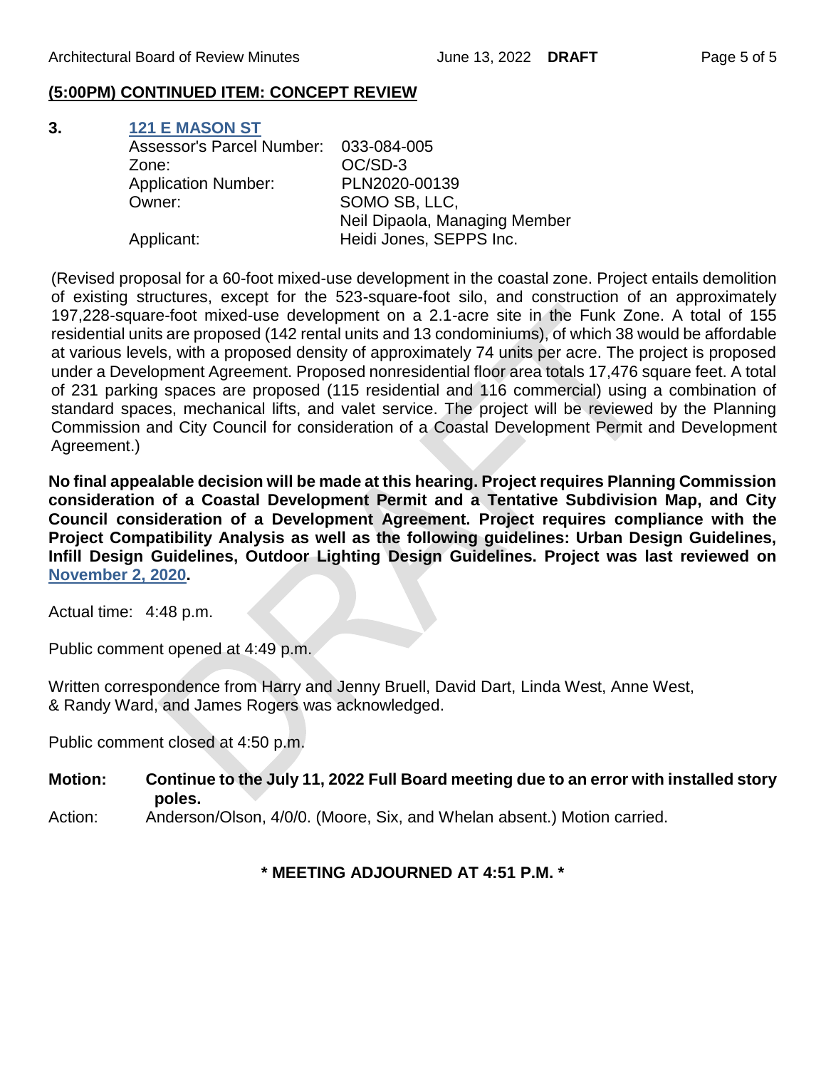**(5:00PM) CONTINUED ITEM: CONCEPT REVIEW**

**3.** **121 E MASON ST**

| | |
|---|---|
| Assessor's Parcel Number: | 033-084-005 |
| Zone: | OC/SD-3 |
| Application Number: | PLN2020-00139 |
| Owner: | SOMO SB, LLC, Neil Dipaola, Managing Member |
| Applicant: | Heidi Jones, SEPPS Inc. |

(Revised proposal for a 60-foot mixed-use development in the coastal zone. Project entails demolition of existing structures, except for the 523-square-foot silo, and construction of an approximately 197,228-square-foot mixed-use development on a 2.1-acre site in the Funk Zone. A total of 155 residential units are proposed (142 rental units and 13 condominiums), of which 38 would be affordable at various levels, with a proposed density of approximately 74 units per acre. The project is proposed under a Development Agreement. Proposed nonresidential floor area totals 17,476 square feet. A total of 231 parking spaces are proposed (115 residential and 116 commercial) using a combination of standard spaces, mechanical lifts, and valet service. The project will be reviewed by the Planning Commission and City Council for consideration of a Coastal Development Permit and Development Agreement.)

**No final appealable decision will be made at this hearing. Project requires Planning Commission consideration of a Coastal Development Permit and a Tentative Subdivision Map, and City Council consideration of a Development Agreement. Project requires compliance with the Project Compatibility Analysis as well as the following guidelines: Urban Design Guidelines, Infill Design Guidelines, Outdoor Lighting Design Guidelines. Project was last reviewed on November 2, 2020.**

Actual time: 4:48 p.m.

Public comment opened at 4:49 p.m.

Written correspondence from Harry and Jenny Bruell, David Dart, Linda West, Anne West, & Randy Ward, and James Rogers was acknowledged.

Public comment closed at 4:50 p.m.

**Motion:** **Continue to the July 11, 2022 Full Board meeting due to an error with installed story poles.**

Action: Anderson/Olson, 4/0/0. (Moore, Six, and Whelan absent.) Motion carried.

**\* MEETING ADJOURNED AT 4:51 P.M. \***